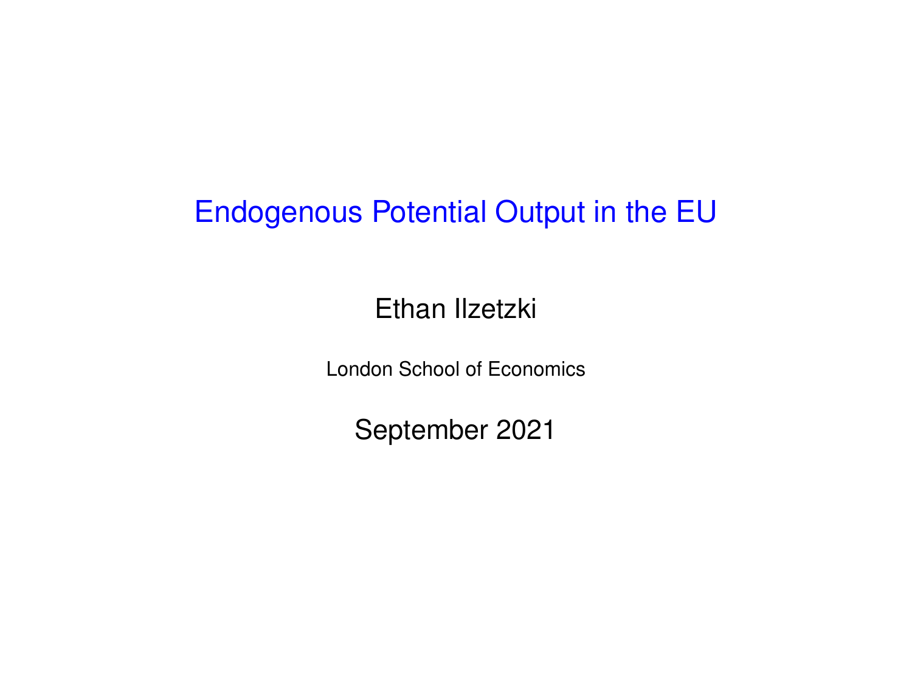# Endogenous Potential Output in the EU

Ethan Ilzetzki

London School of Economics

September 2021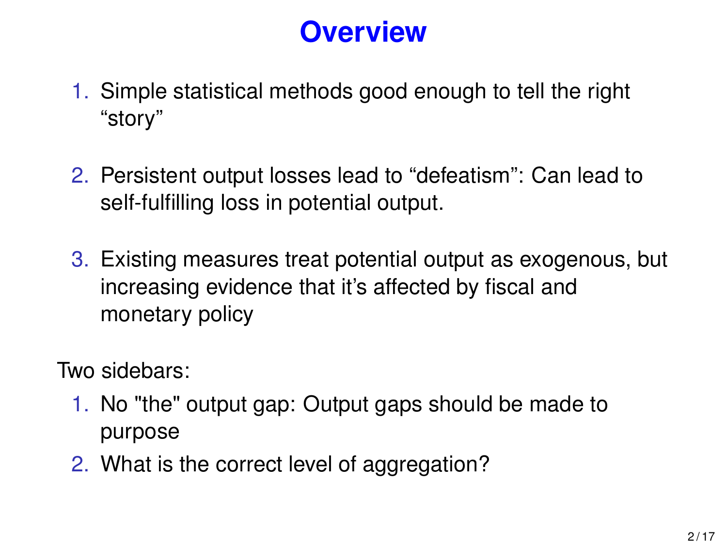# Overview

1. Simple statistical methods good enough to tell the right “story”

2. Persistent output losses lead to “defeatism”: Can lead to self-fulfilling loss in potential output.

3. Existing measures treat potential output as exogenous, but increasing evidence that it’s affected by fiscal and monetary policy

Two sidebars:

1. No "the" output gap: Output gaps should be made to purpose
2. What is the correct level of aggregation?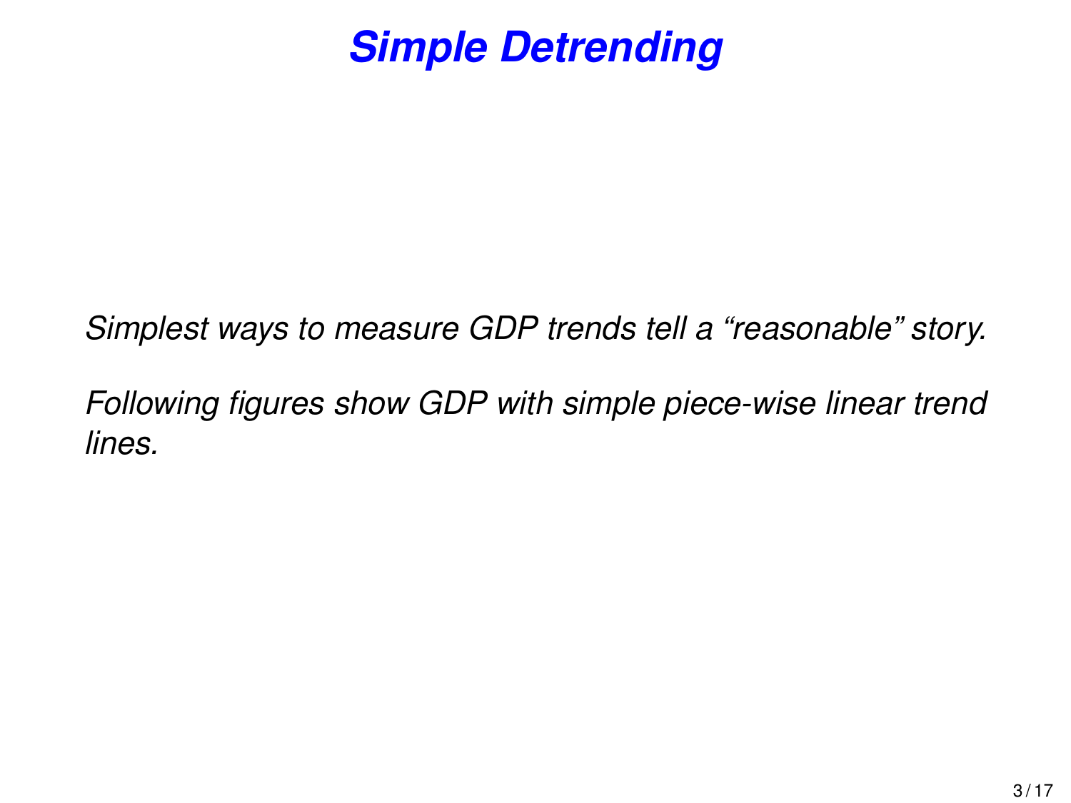# Simple Detrending

*Simplest ways to measure GDP trends tell a “reasonable” story.*

*Following figures show GDP with simple piece-wise linear trend lines.*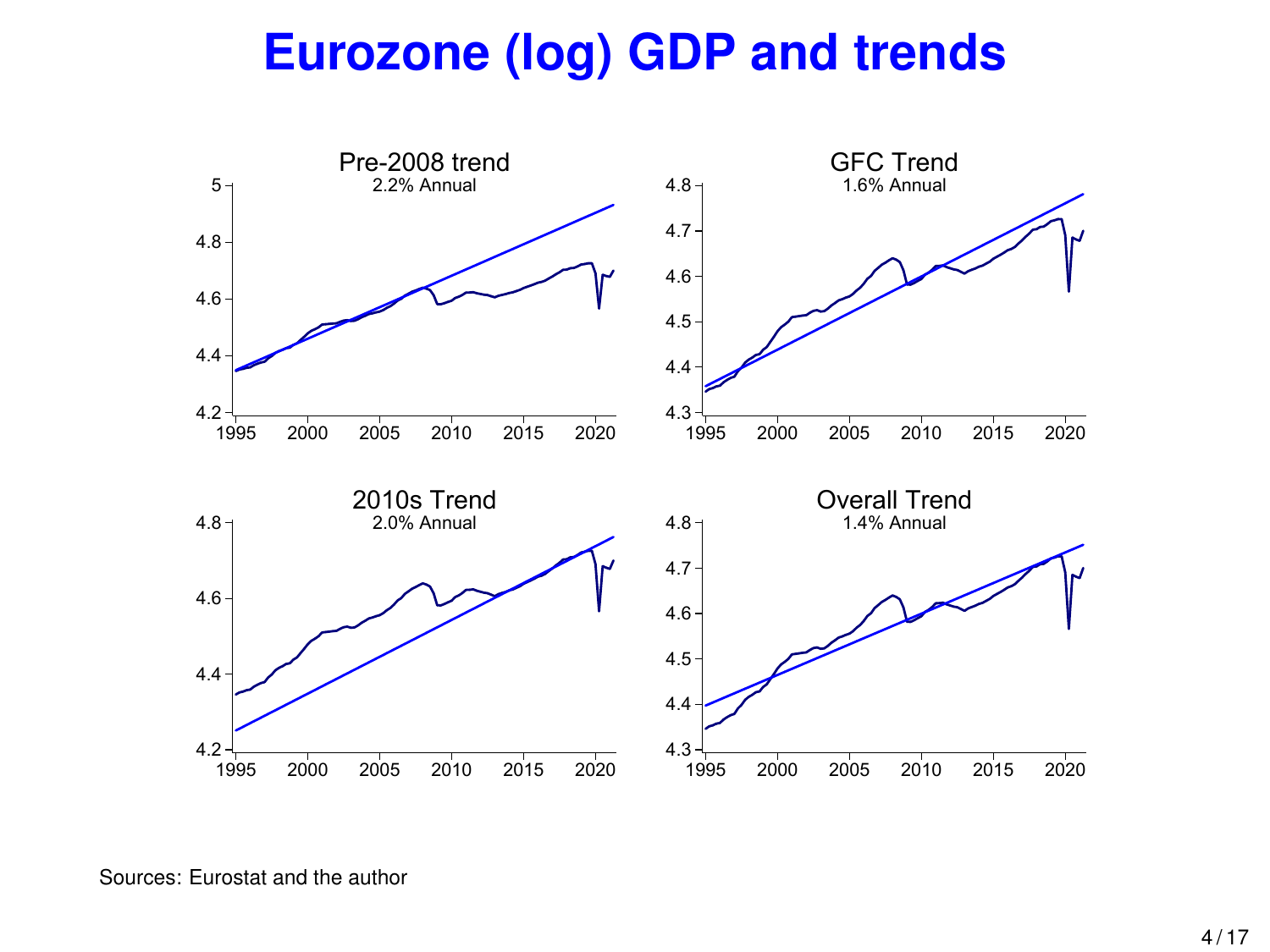# Eurozone (log) GDP and trends

Pre-2008 trend
2.2% Annual

GFC Trend
1.6% Annual

2010s Trend
2.0% Annual

Overall Trend
1.4% Annual

Sources: Eurostat and the author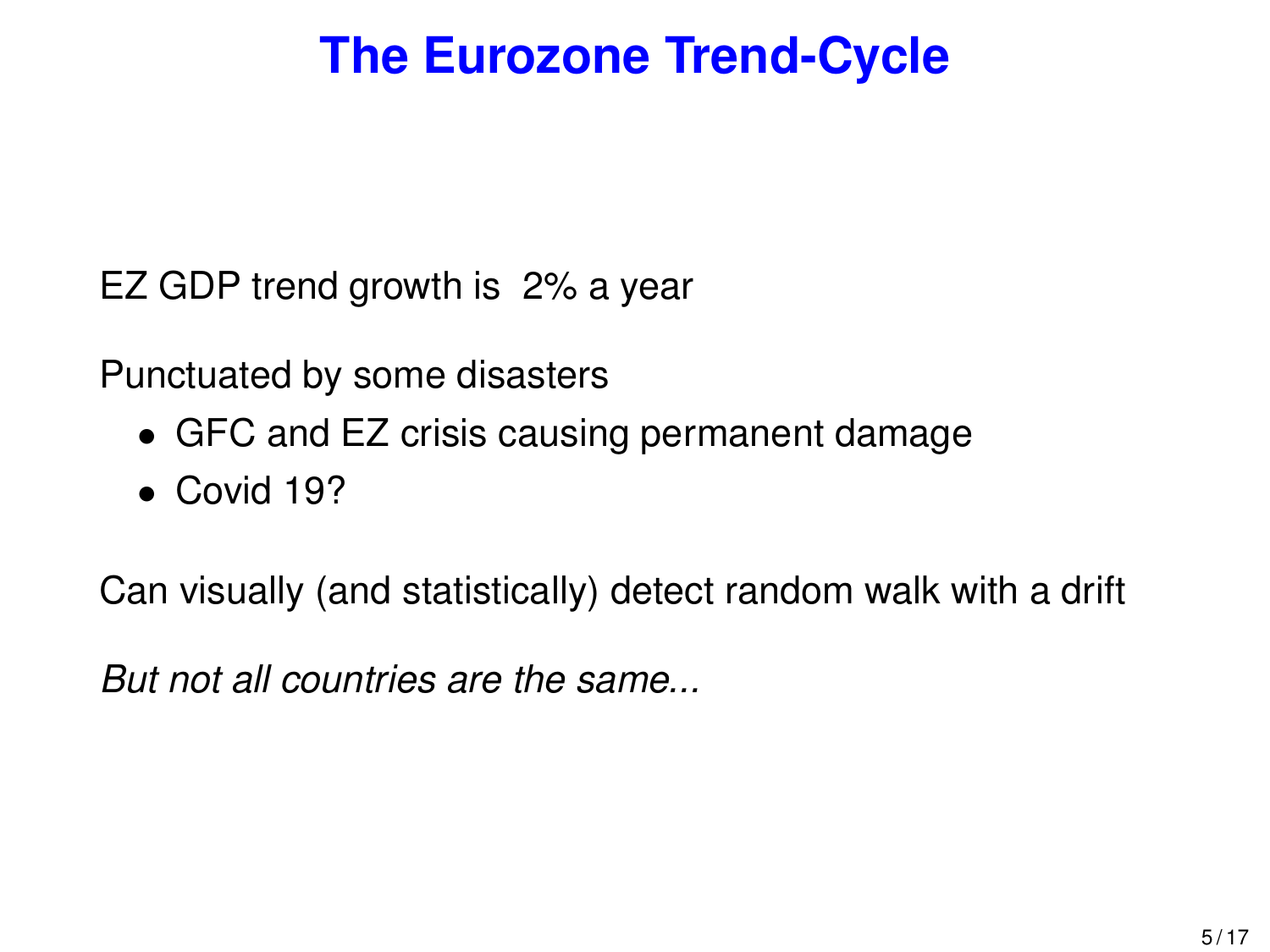# The Eurozone Trend-Cycle

EZ GDP trend growth is 2% a year

Punctuated by some disasters

- GFC and EZ crisis causing permanent damage
- Covid 19?

Can visually (and statistically) detect random walk with a drift

*But not all countries are the same...*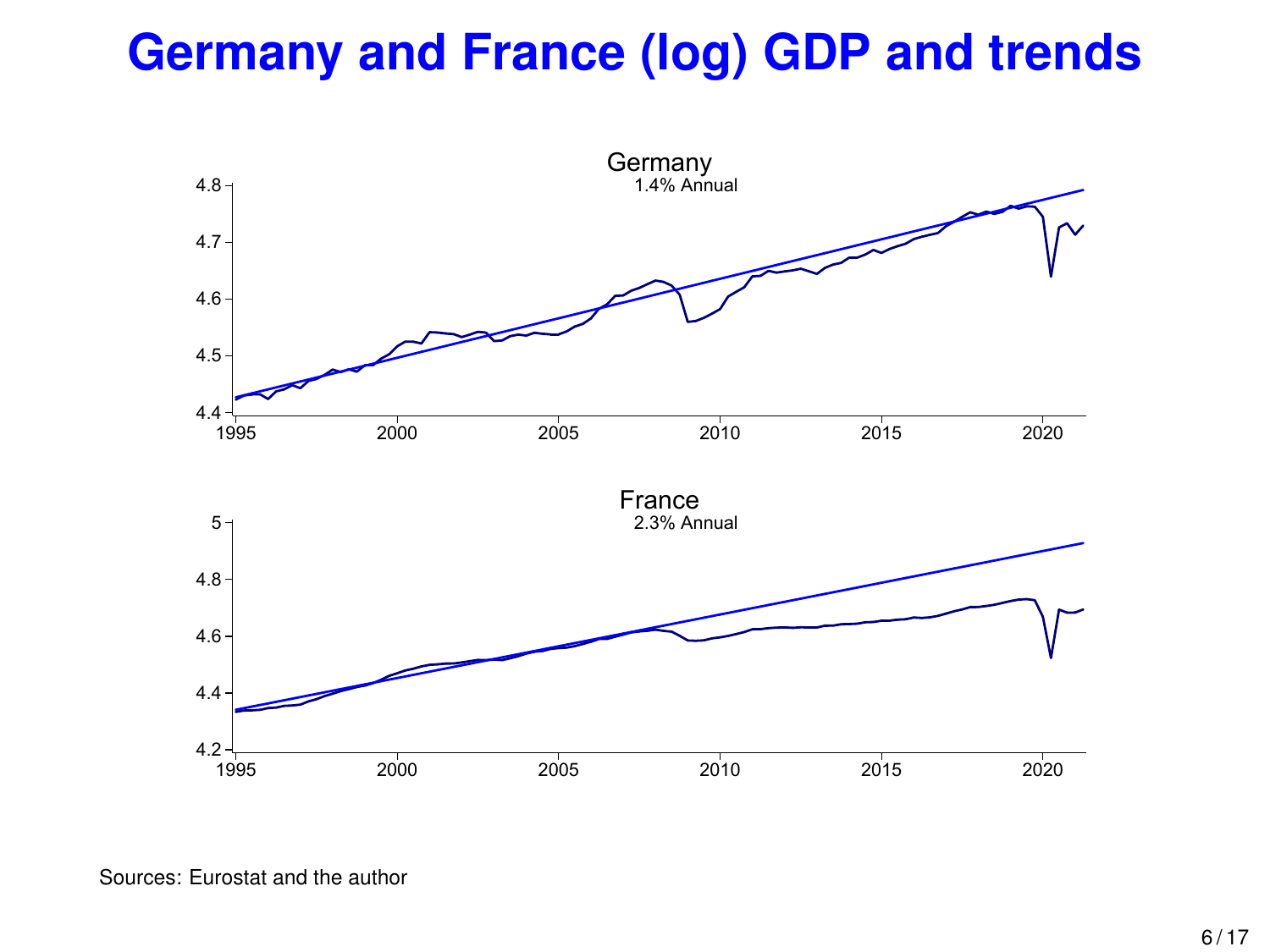# Germany and France (log) GDP and trends

Germany

1.4% Annual

France

2.3% Annual

Sources: Eurostat and the author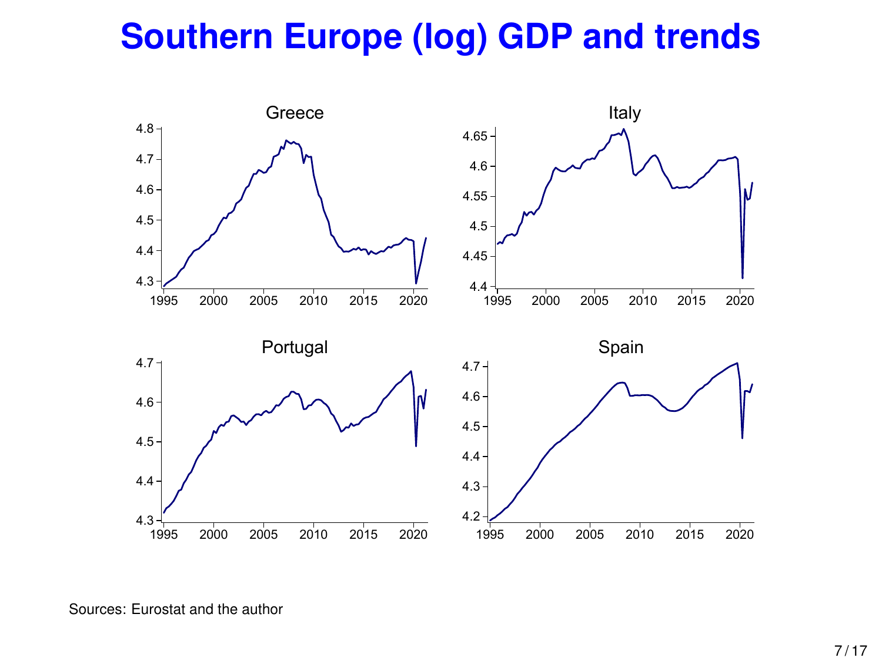# Southern Europe (log) GDP and trends

Sources: Eurostat and the author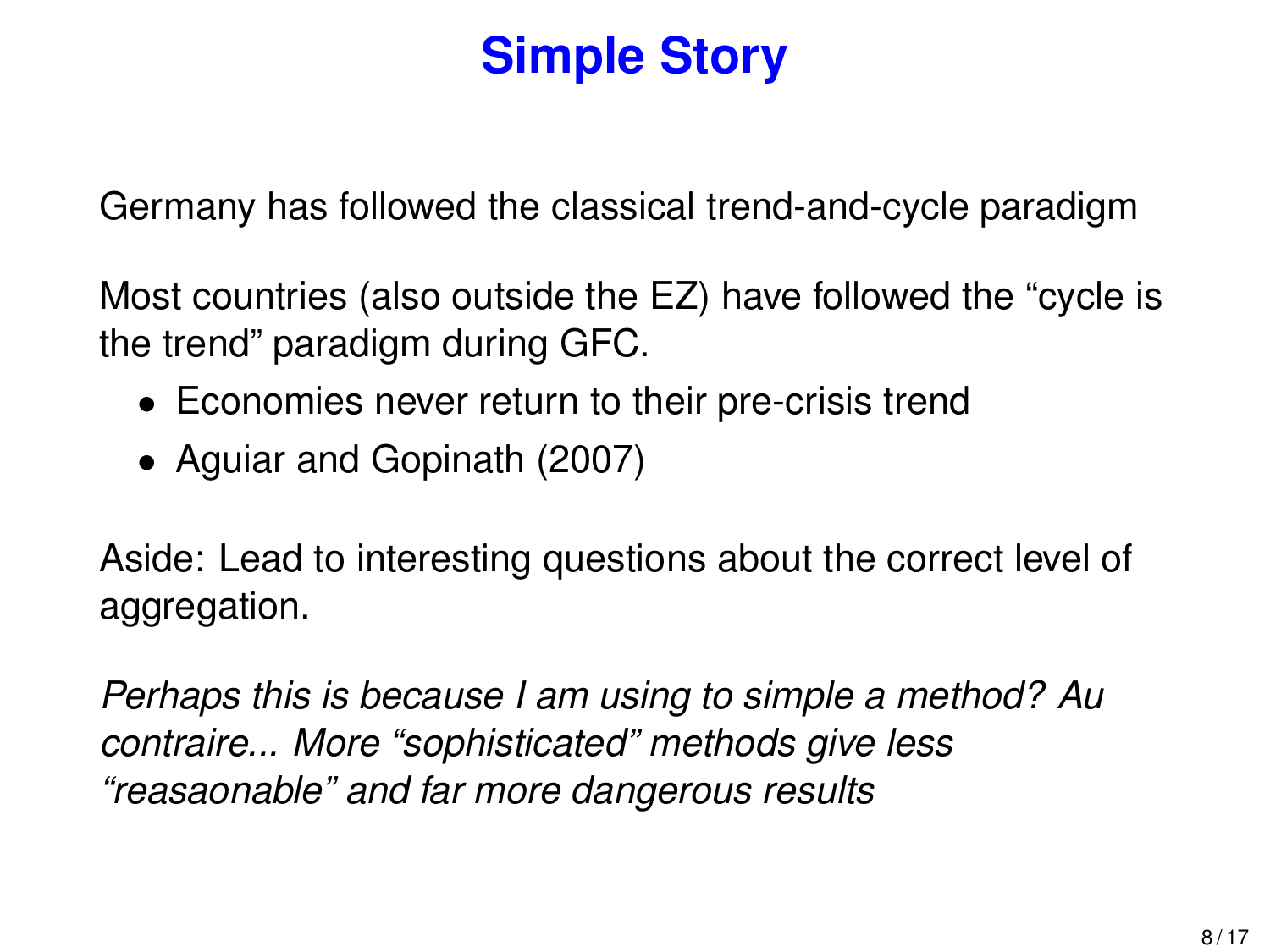# Simple Story

Germany has followed the classical trend-and-cycle paradigm

Most countries (also outside the EZ) have followed the “cycle is the trend” paradigm during GFC.

- Economies never return to their pre-crisis trend
- Aguiar and Gopinath (2007)

Aside: Lead to interesting questions about the correct level of aggregation.

*Perhaps this is because I am using to simple a method? Au contraire... More “sophisticated” methods give less “reasaonable” and far more dangerous results*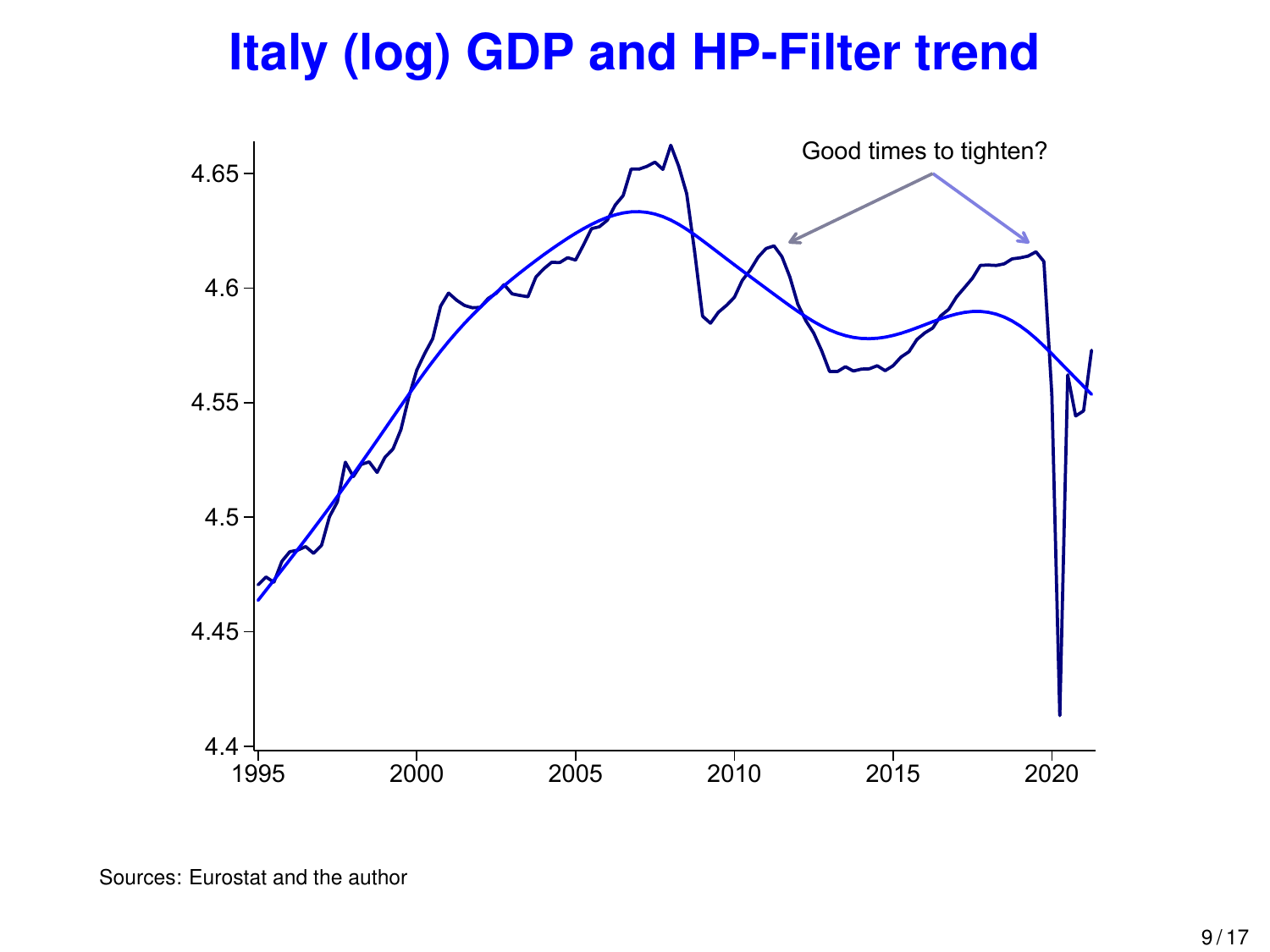# Italy (log) GDP and HP-Filter trend

Sources: Eurostat and the author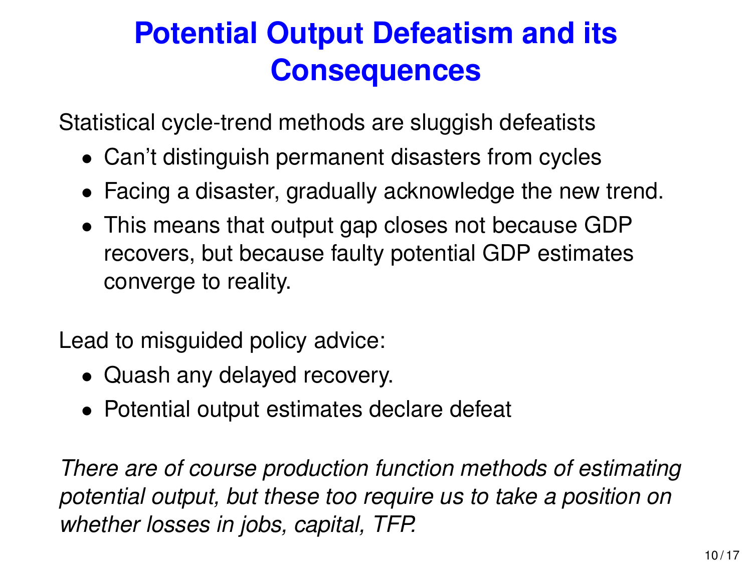# Potential Output Defeatism and its Consequences

Statistical cycle-trend methods are sluggish defeatists

- Can't distinguish permanent disasters from cycles
- Facing a disaster, gradually acknowledge the new trend.
- This means that output gap closes not because GDP recovers, but because faulty potential GDP estimates converge to reality.

Lead to misguided policy advice:

- Quash any delayed recovery.
- Potential output estimates declare defeat

*There are of course production function methods of estimating potential output, but these too require us to take a position on whether losses in jobs, capital, TFP.*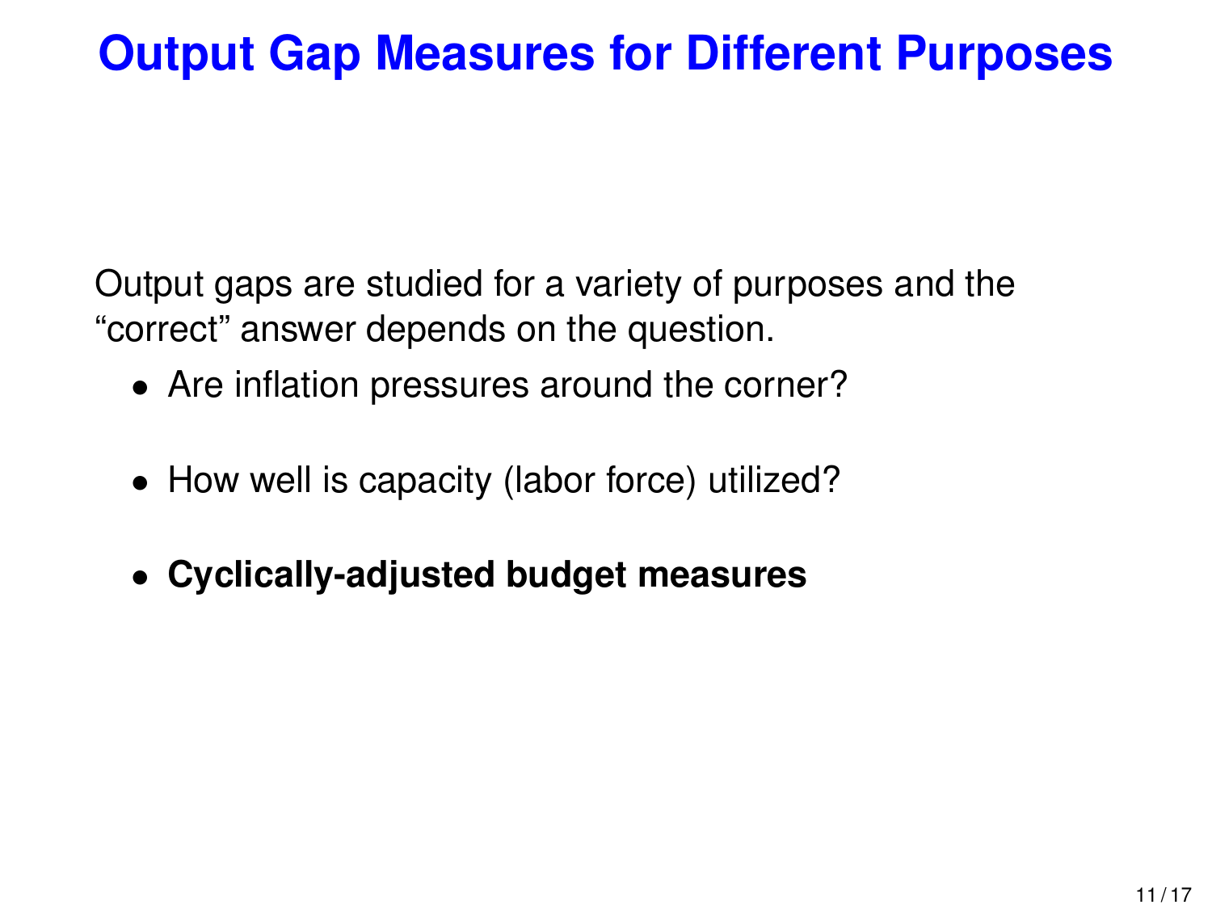# Output Gap Measures for Different Purposes

Output gaps are studied for a variety of purposes and the "correct" answer depends on the question.

- Are inflation pressures around the corner?
- How well is capacity (labor force) utilized?
- **Cyclically-adjusted budget measures**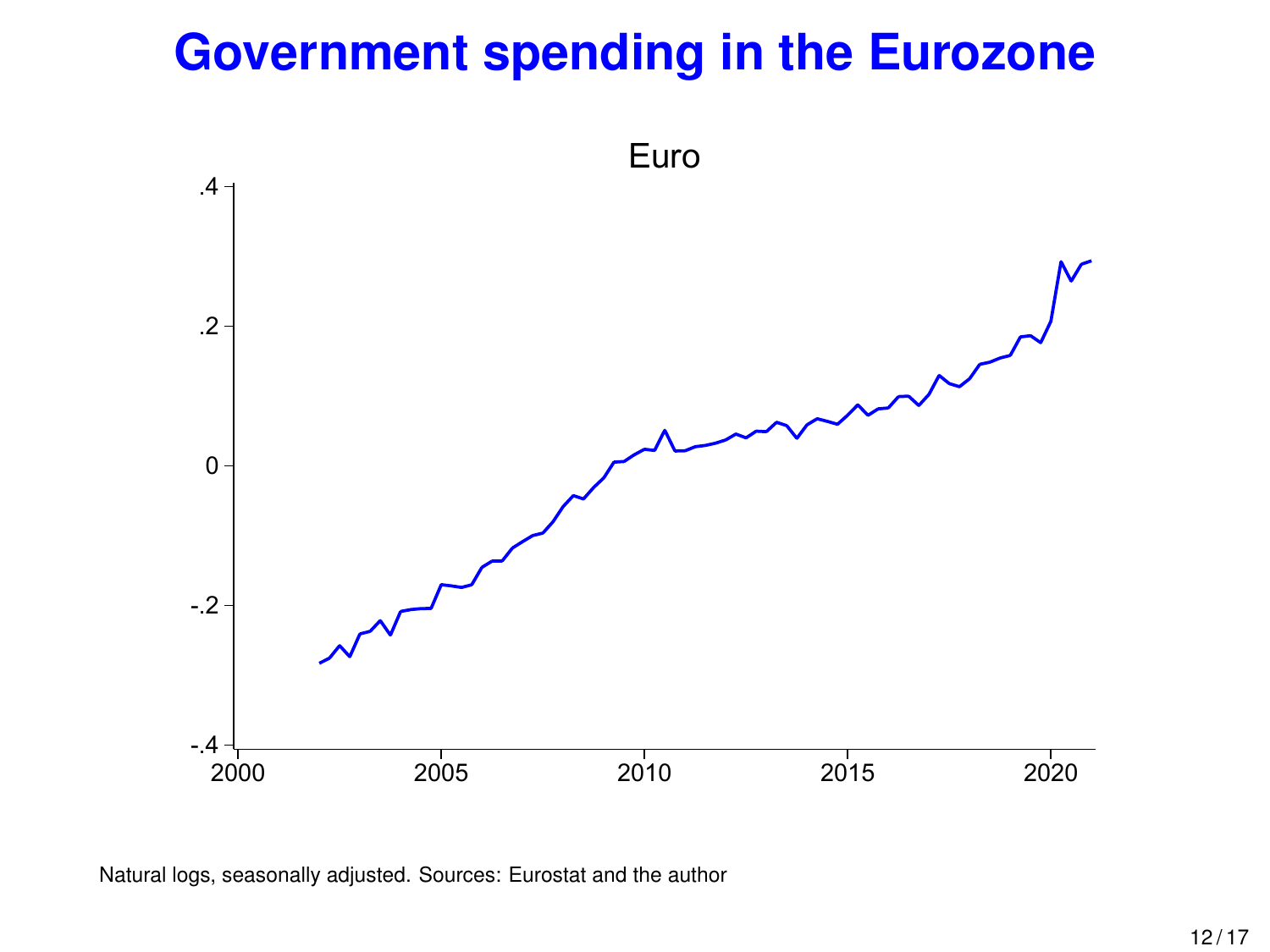# Government spending in the Eurozone

Euro

Natural logs, seasonally adjusted. Sources: Eurostat and the author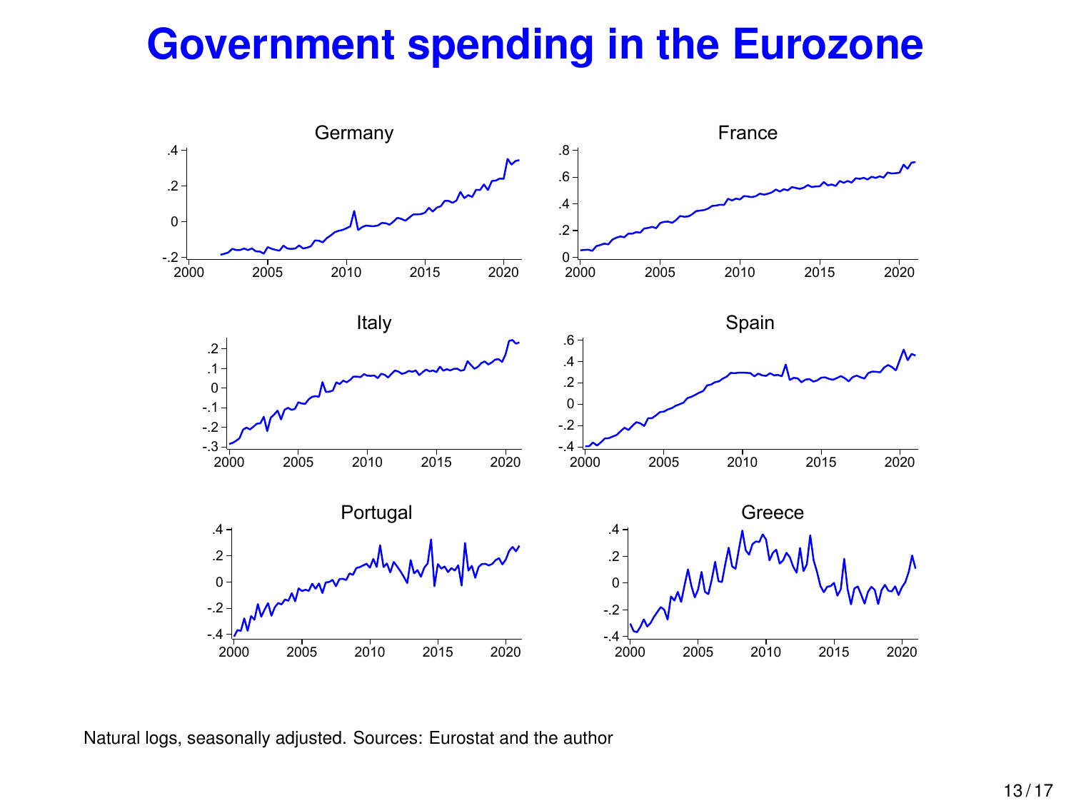# Government spending in the Eurozone

Natural logs, seasonally adjusted. Sources: Eurostat and the author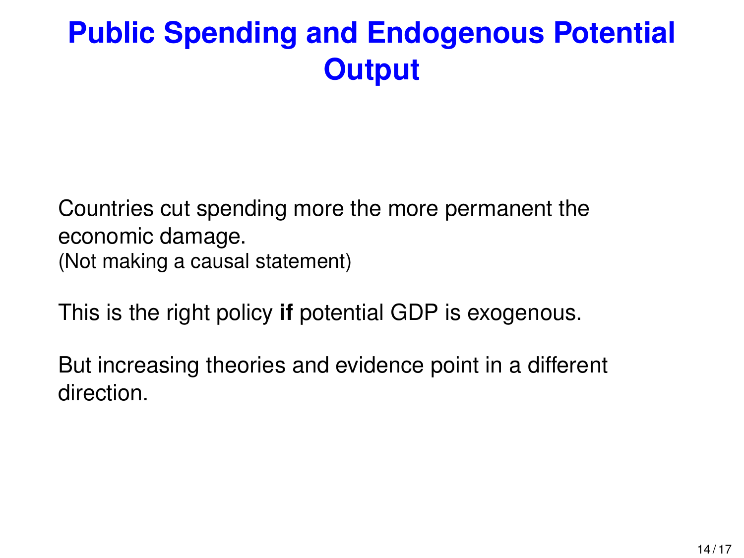# Public Spending and Endogenous Potential Output

Countries cut spending more the more permanent the economic damage.
(Not making a causal statement)

This is the right policy **if** potential GDP is exogenous.

But increasing theories and evidence point in a different direction.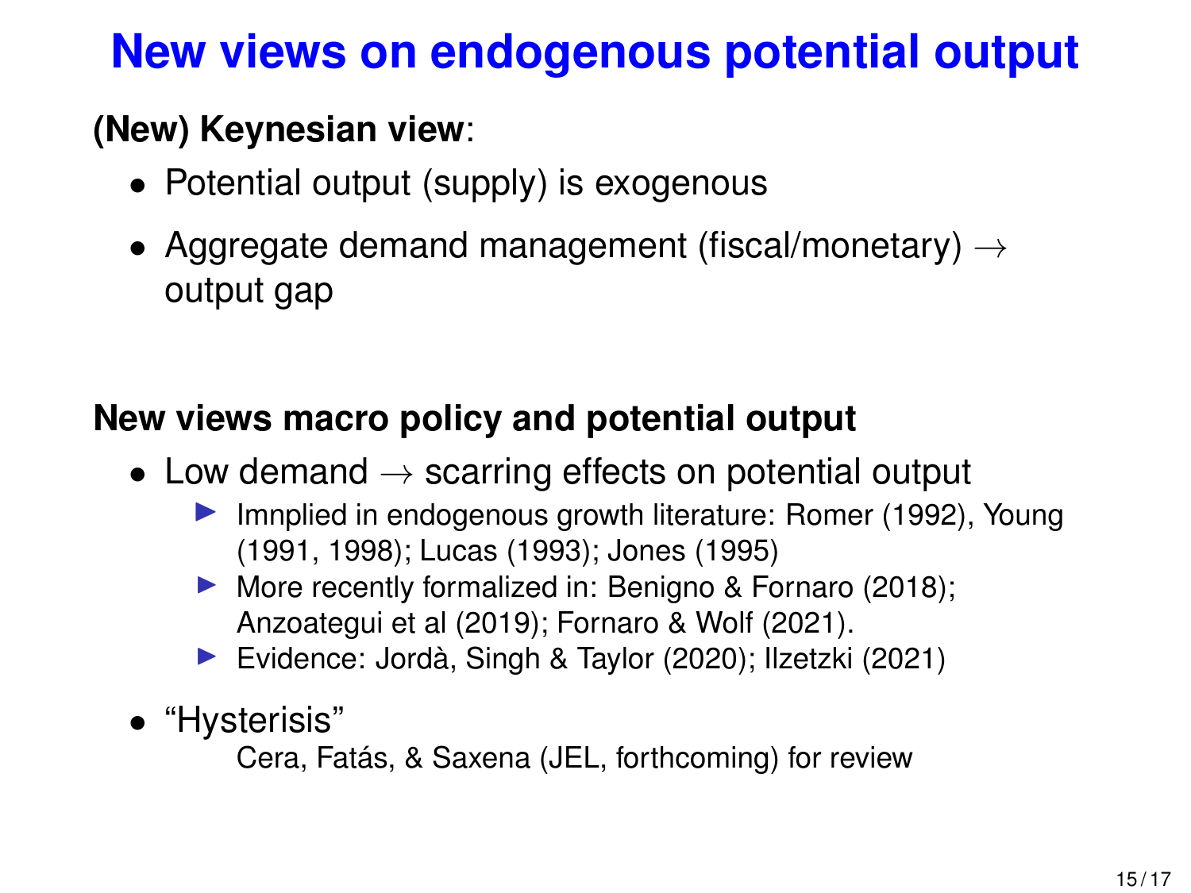# New views on endogenous potential output

**(New) Keynesian view**:

- Potential output (supply) is exogenous
- Aggregate demand management (fiscal/monetary) → output gap

**New views macro policy and potential output**

- Low demand → scarring effects on potential output
  - Imnplied in endogenous growth literature: Romer (1992), Young (1991, 1998); Lucas (1993); Jones (1995)
  - More recently formalized in: Benigno & Fornaro (2018); Anzoategui et al (2019); Fornaro & Wolf (2021).
  - Evidence: Jordà, Singh & Taylor (2020); Ilzetzki (2021)
- "Hysterisis"
  
  Cera, Fatás, & Saxena (JEL, forthcoming) for review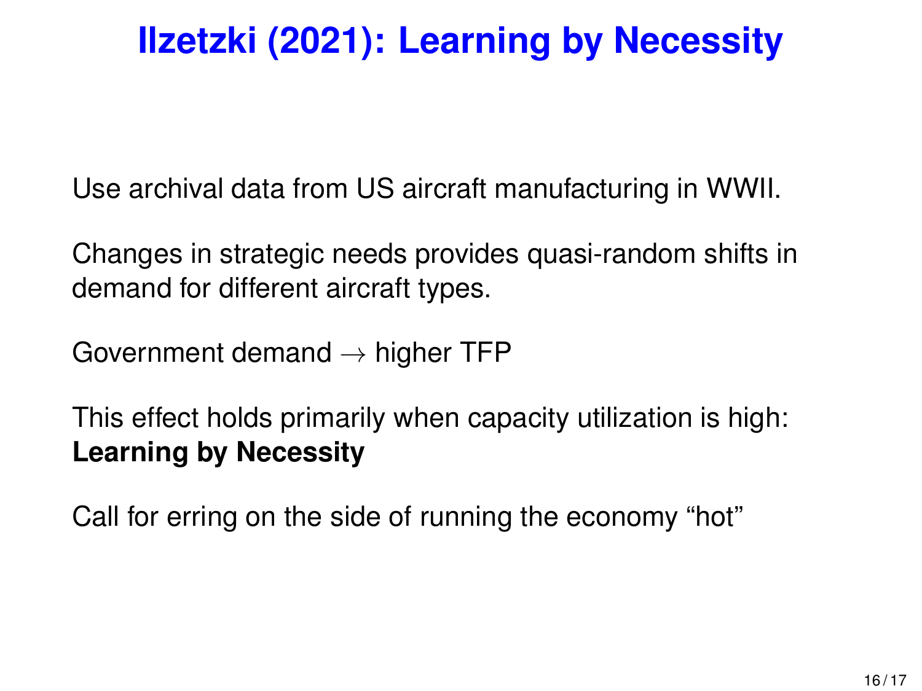# Ilzetzki (2021): Learning by Necessity

Use archival data from US aircraft manufacturing in WWII.

Changes in strategic needs provides quasi-random shifts in demand for different aircraft types.

Government demand $\rightarrow$ higher TFP

This effect holds primarily when capacity utilization is high: **Learning by Necessity**

Call for erring on the side of running the economy "hot"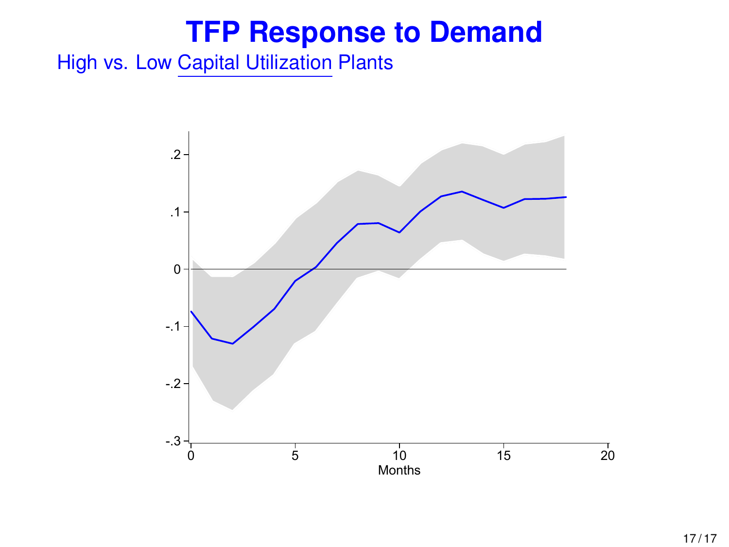# TFP Response to Demand

High vs. Low Capital Utilization Plants

.2
.1
0
-.1
-.2
-.3

0
5
10
15
20

Months